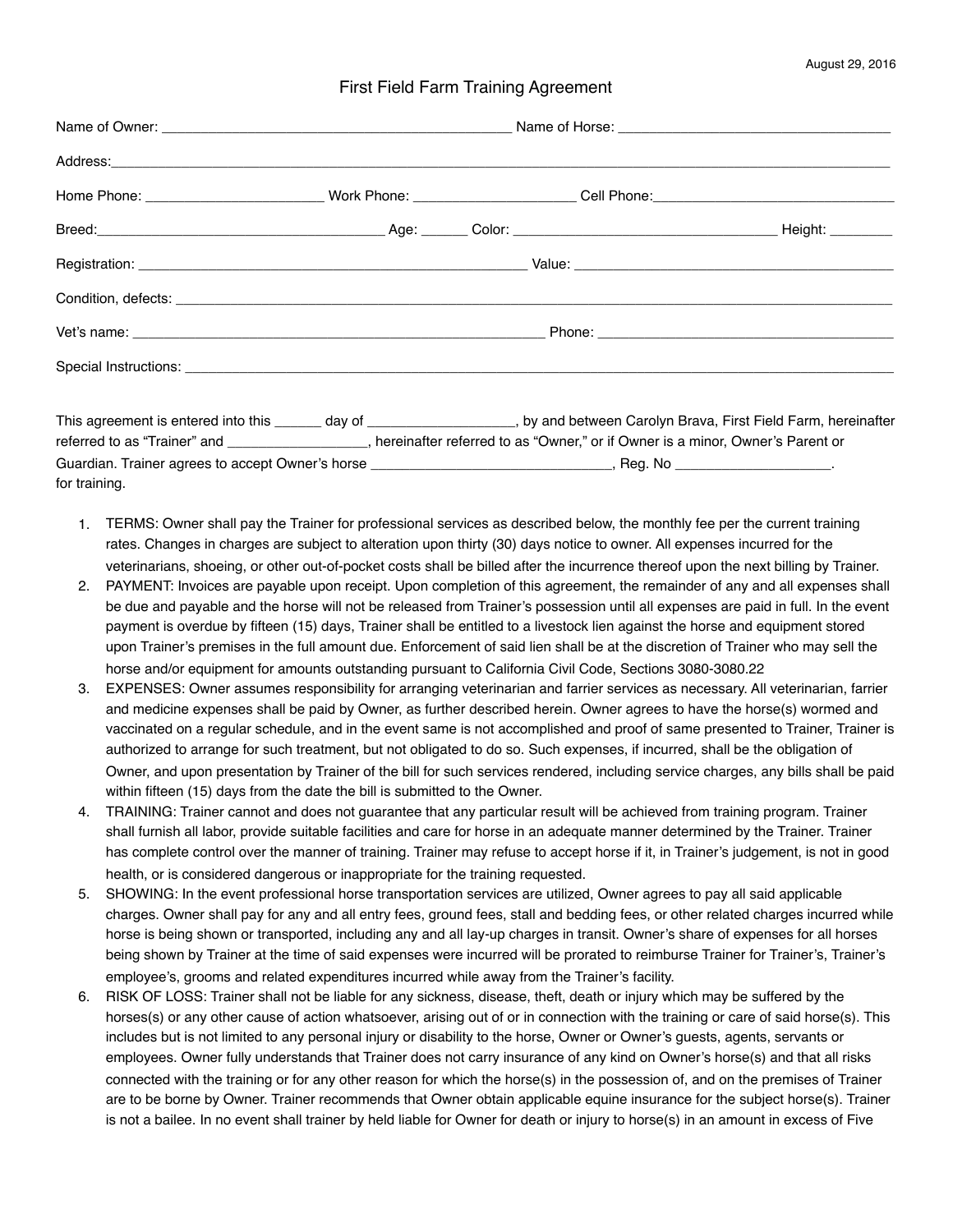August 29, 2016

# First Field Farm Training Agreement

Name of Owner: ____________________________________________ Name of Horse: ___________________________________

Address:___________________________________________________________________________________________________

Home Phone: ______________________ Work Phone: ____________________ Cell Phone:_______________________________

Breed:_____________________________________ Age: ______ Color: _________________________________ Height: ________

Registration: __________________________________________________ Value: _________________________________________

Condition, defects: ______________________________________________________________________________________________

Vet's name: ___________________________________________________ Phone: ________________________________________

Special Instructions: _____________________________________________________________________________________________

This agreement is entered into this ______ day of __________________, by and between Carolyn Brava, First Field Farm, hereinafter referred to as "Trainer" and __________________, hereinafter referred to as "Owner," or if Owner is a minor, Owner's Parent or Guardian. Trainer agrees to accept Owner's horse ______________________________, Reg. No ___________________. for training.

1. TERMS: Owner shall pay the Trainer for professional services as described below, the monthly fee per the current training rates. Changes in charges are subject to alteration upon thirty (30) days notice to owner. All expenses incurred for the veterinarians, shoeing, or other out-of-pocket costs shall be billed after the incurrence thereof upon the next billing by Trainer.
2. PAYMENT: Invoices are payable upon receipt. Upon completion of this agreement, the remainder of any and all expenses shall be due and payable and the horse will not be released from Trainer's possession until all expenses are paid in full. In the event payment is overdue by fifteen (15) days, Trainer shall be entitled to a livestock lien against the horse and equipment stored upon Trainer's premises in the full amount due. Enforcement of said lien shall be at the discretion of Trainer who may sell the horse and/or equipment for amounts outstanding pursuant to California Civil Code, Sections 3080-3080.22
3. EXPENSES: Owner assumes responsibility for arranging veterinarian and farrier services as necessary. All veterinarian, farrier and medicine expenses shall be paid by Owner, as further described herein. Owner agrees to have the horse(s) wormed and vaccinated on a regular schedule, and in the event same is not accomplished and proof of same presented to Trainer, Trainer is authorized to arrange for such treatment, but not obligated to do so. Such expenses, if incurred, shall be the obligation of Owner, and upon presentation by Trainer of the bill for such services rendered, including service charges, any bills shall be paid within fifteen (15) days from the date the bill is submitted to the Owner.
4. TRAINING: Trainer cannot and does not guarantee that any particular result will be achieved from training program. Trainer shall furnish all labor, provide suitable facilities and care for horse in an adequate manner determined by the Trainer. Trainer has complete control over the manner of training. Trainer may refuse to accept horse if it, in Trainer's judgement, is not in good health, or is considered dangerous or inappropriate for the training requested.
5. SHOWING: In the event professional horse transportation services are utilized, Owner agrees to pay all said applicable charges. Owner shall pay for any and all entry fees, ground fees, stall and bedding fees, or other related charges incurred while horse is being shown or transported, including any and all lay-up charges in transit. Owner's share of expenses for all horses being shown by Trainer at the time of said expenses were incurred will be prorated to reimburse Trainer for Trainer's, Trainer's employee's, grooms and related expenditures incurred while away from the Trainer's facility.
6. RISK OF LOSS: Trainer shall not be liable for any sickness, disease, theft, death or injury which may be suffered by the horses(s) or any other cause of action whatsoever, arising out of or in connection with the training or care of said horse(s). This includes but is not limited to any personal injury or disability to the horse, Owner or Owner's guests, agents, servants or employees. Owner fully understands that Trainer does not carry insurance of any kind on Owner's horse(s) and that all risks connected with the training or for any other reason for which the horse(s) in the possession of, and on the premises of Trainer are to be borne by Owner. Trainer recommends that Owner obtain applicable equine insurance for the subject horse(s). Trainer is not a bailee. In no event shall trainer by held liable for Owner for death or injury to horse(s) in an amount in excess of Five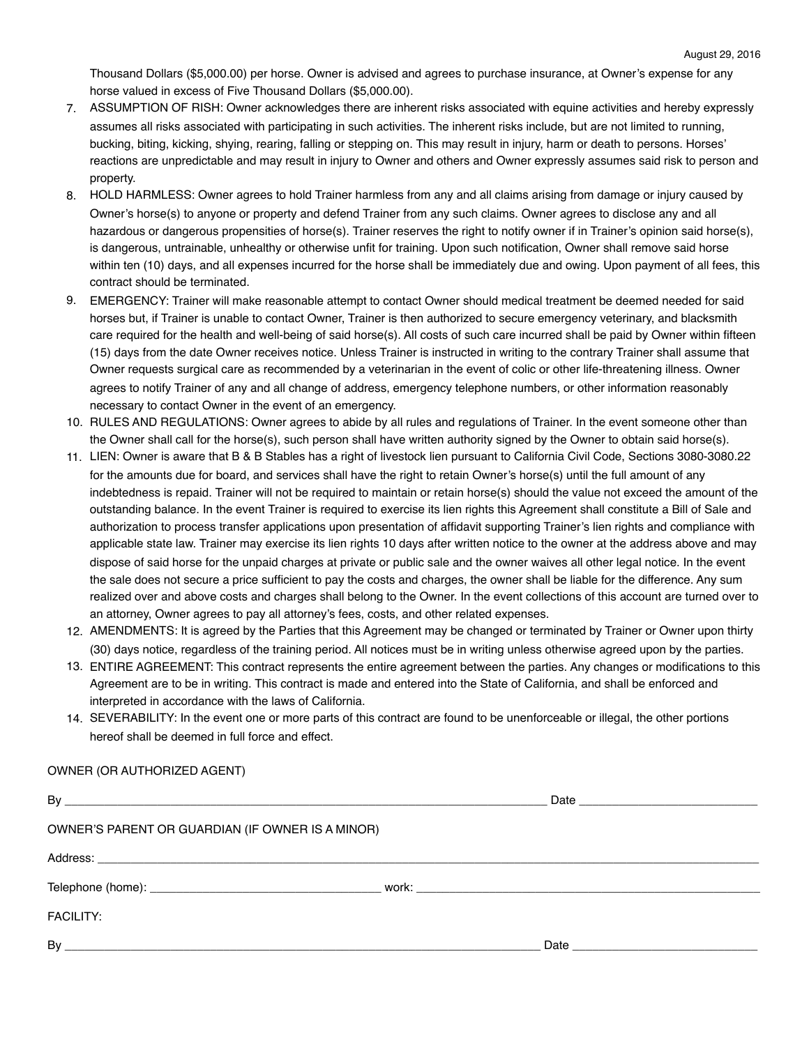Thousand Dollars ($5,000.00) per horse. Owner is advised and agrees to purchase insurance, at Owner's expense for any horse valued in excess of Five Thousand Dollars ($5,000.00).

7. ASSUMPTION OF RISH: Owner acknowledges there are inherent risks associated with equine activities and hereby expressly assumes all risks associated with participating in such activities. The inherent risks include, but are not limited to running, bucking, biting, kicking, shying, rearing, falling or stepping on. This may result in injury, harm or death to persons. Horses' reactions are unpredictable and may result in injury to Owner and others and Owner expressly assumes said risk to person and property.
8. HOLD HARMLESS: Owner agrees to hold Trainer harmless from any and all claims arising from damage or injury caused by Owner's horse(s) to anyone or property and defend Trainer from any such claims. Owner agrees to disclose any and all hazardous or dangerous propensities of horse(s). Trainer reserves the right to notify owner if in Trainer's opinion said horse(s), is dangerous, untrainable, unhealthy or otherwise unfit for training. Upon such notification, Owner shall remove said horse within ten (10) days, and all expenses incurred for the horse shall be immediately due and owing. Upon payment of all fees, this contract should be terminated.
9. EMERGENCY: Trainer will make reasonable attempt to contact Owner should medical treatment be deemed needed for said horses but, if Trainer is unable to contact Owner, Trainer is then authorized to secure emergency veterinary, and blacksmith care required for the health and well-being of said horse(s). All costs of such care incurred shall be paid by Owner within fifteen (15) days from the date Owner receives notice. Unless Trainer is instructed in writing to the contrary Trainer shall assume that Owner requests surgical care as recommended by a veterinarian in the event of colic or other life-threatening illness. Owner agrees to notify Trainer of any and all change of address, emergency telephone numbers, or other information reasonably necessary to contact Owner in the event of an emergency.
10. RULES AND REGULATIONS: Owner agrees to abide by all rules and regulations of Trainer. In the event someone other than the Owner shall call for the horse(s), such person shall have written authority signed by the Owner to obtain said horse(s).
11. LIEN: Owner is aware that B & B Stables has a right of livestock lien pursuant to California Civil Code, Sections 3080-3080.22 for the amounts due for board, and services shall have the right to retain Owner's horse(s) until the full amount of any indebtedness is repaid. Trainer will not be required to maintain or retain horse(s) should the value not exceed the amount of the outstanding balance. In the event Trainer is required to exercise its lien rights this Agreement shall constitute a Bill of Sale and authorization to process transfer applications upon presentation of affidavit supporting Trainer's lien rights and compliance with applicable state law. Trainer may exercise its lien rights 10 days after written notice to the owner at the address above and may dispose of said horse for the unpaid charges at private or public sale and the owner waives all other legal notice. In the event the sale does not secure a price sufficient to pay the costs and charges, the owner shall be liable for the difference. Any sum realized over and above costs and charges shall belong to the Owner. In the event collections of this account are turned over to an attorney, Owner agrees to pay all attorney's fees, costs, and other related expenses.
12. AMENDMENTS: It is agreed by the Parties that this Agreement may be changed or terminated by Trainer or Owner upon thirty (30) days notice, regardless of the training period. All notices must be in writing unless otherwise agreed upon by the parties.
13. ENTIRE AGREEMENT: This contract represents the entire agreement between the parties. Any changes or modifications to this Agreement are to be in writing. This contract is made and entered into the State of California, and shall be enforced and interpreted in accordance with the laws of California.
14. SEVERABILITY: In the event one or more parts of this contract are found to be unenforceable or illegal, the other portions hereof shall be deemed in full force and effect.

OWNER (OR AUTHORIZED AGENT)

By ______________________________________________ Date ____________________

OWNER'S PARENT OR GUARDIAN (IF OWNER IS A MINOR)

Address: ______________________________________________________________

Telephone (home): ________________________ work: ________________________

FACILITY:

By ______________________________________________ Date ____________________